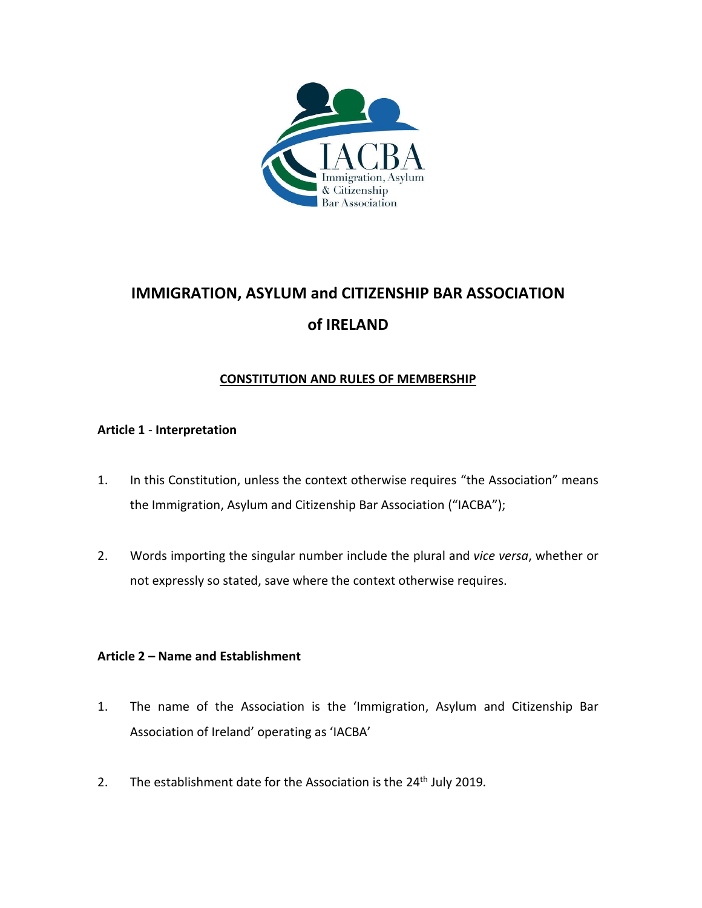# IMMIGRATION, ASYLUM and CITIZENSHIP BAR ASSOCIATION of IRELAND

## CONSTITUTION AND RULES OF MEMBERSHIP

### Article 1 - Interpretation

1. In this Constitution, unless the context otherwise requires "the Association" means the Immigration, Asylum and Citizenship Bar Association ("IACBA");

2. Words importing the singular number include the plural and *vice versa*, whether or not expressly so stated, save where the context otherwise requires.

### Article 2 – Name and Establishment

1. The name of the Association is the 'Immigration, Asylum and Citizenship Bar Association of Ireland' operating as 'IACBA'

2. The establishment date for the Association is the 24th July 2019.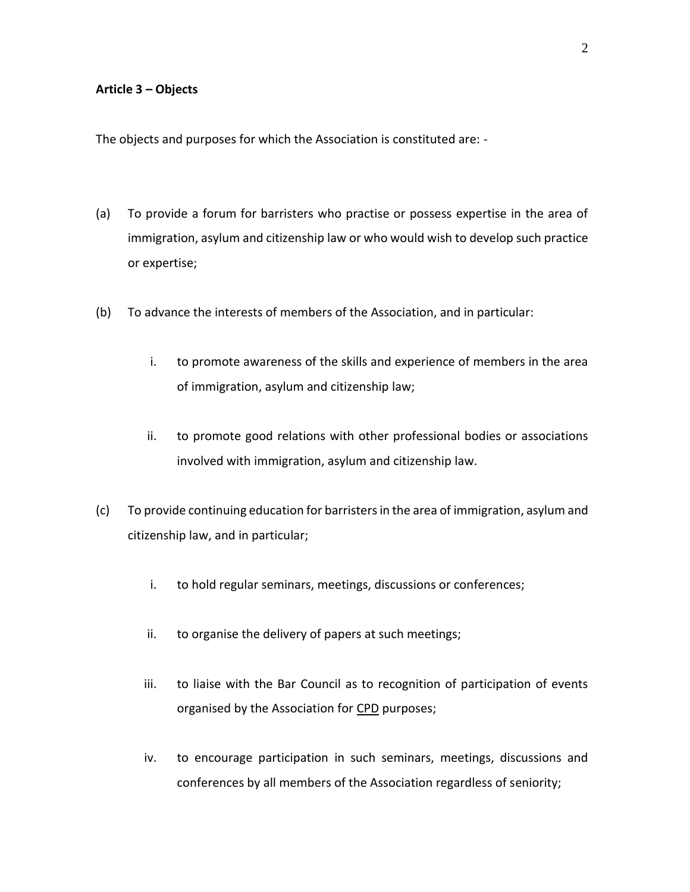**Article 3 – Objects**

The objects and purposes for which the Association is constituted are: -

(a) To provide a forum for barristers who practise or possess expertise in the area of immigration, asylum and citizenship law or who would wish to develop such practice or expertise;

(b) To advance the interests of members of the Association, and in particular:

   i. to promote awareness of the skills and experience of members in the area of immigration, asylum and citizenship law;

   ii. to promote good relations with other professional bodies or associations involved with immigration, asylum and citizenship law.

(c) To provide continuing education for barristers in the area of immigration, asylum and citizenship law, and in particular;

   i. to hold regular seminars, meetings, discussions or conferences;

   ii. to organise the delivery of papers at such meetings;

   iii. to liaise with the Bar Council as to recognition of participation of events organised by the Association for CPD purposes;

   iv. to encourage participation in such seminars, meetings, discussions and conferences by all members of the Association regardless of seniority;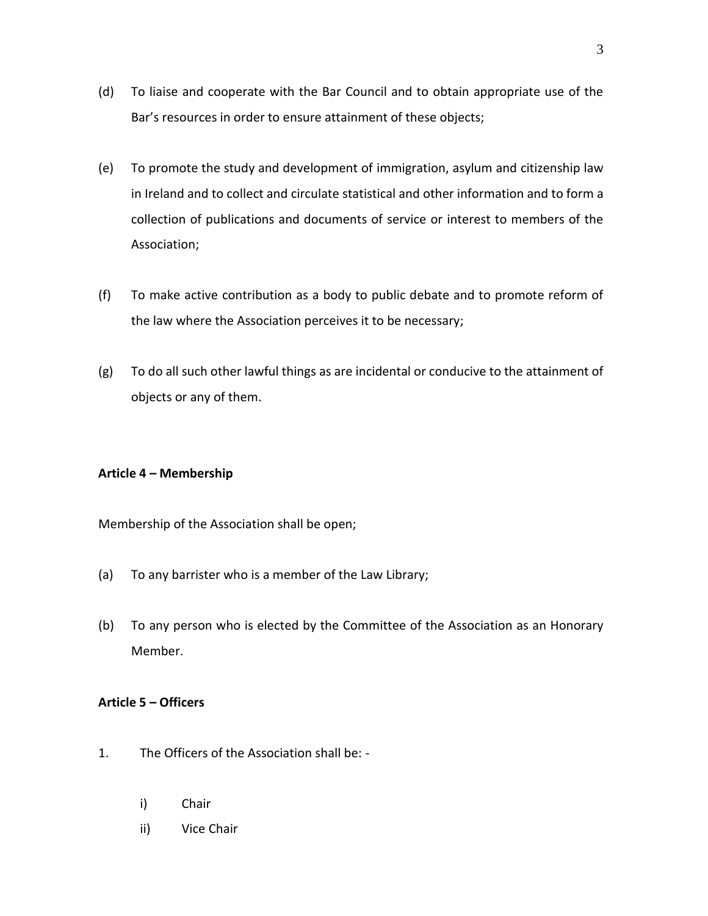(d) To liaise and cooperate with the Bar Council and to obtain appropriate use of the Bar's resources in order to ensure attainment of these objects;

(e) To promote the study and development of immigration, asylum and citizenship law in Ireland and to collect and circulate statistical and other information and to form a collection of publications and documents of service or interest to members of the Association;

(f) To make active contribution as a body to public debate and to promote reform of the law where the Association perceives it to be necessary;

(g) To do all such other lawful things as are incidental or conducive to the attainment of objects or any of them.

**Article 4 – Membership**

Membership of the Association shall be open;

(a) To any barrister who is a member of the Law Library;

(b) To any person who is elected by the Committee of the Association as an Honorary Member.

**Article 5 – Officers**

1. The Officers of the Association shall be: -

    i) Chair
    ii) Vice Chair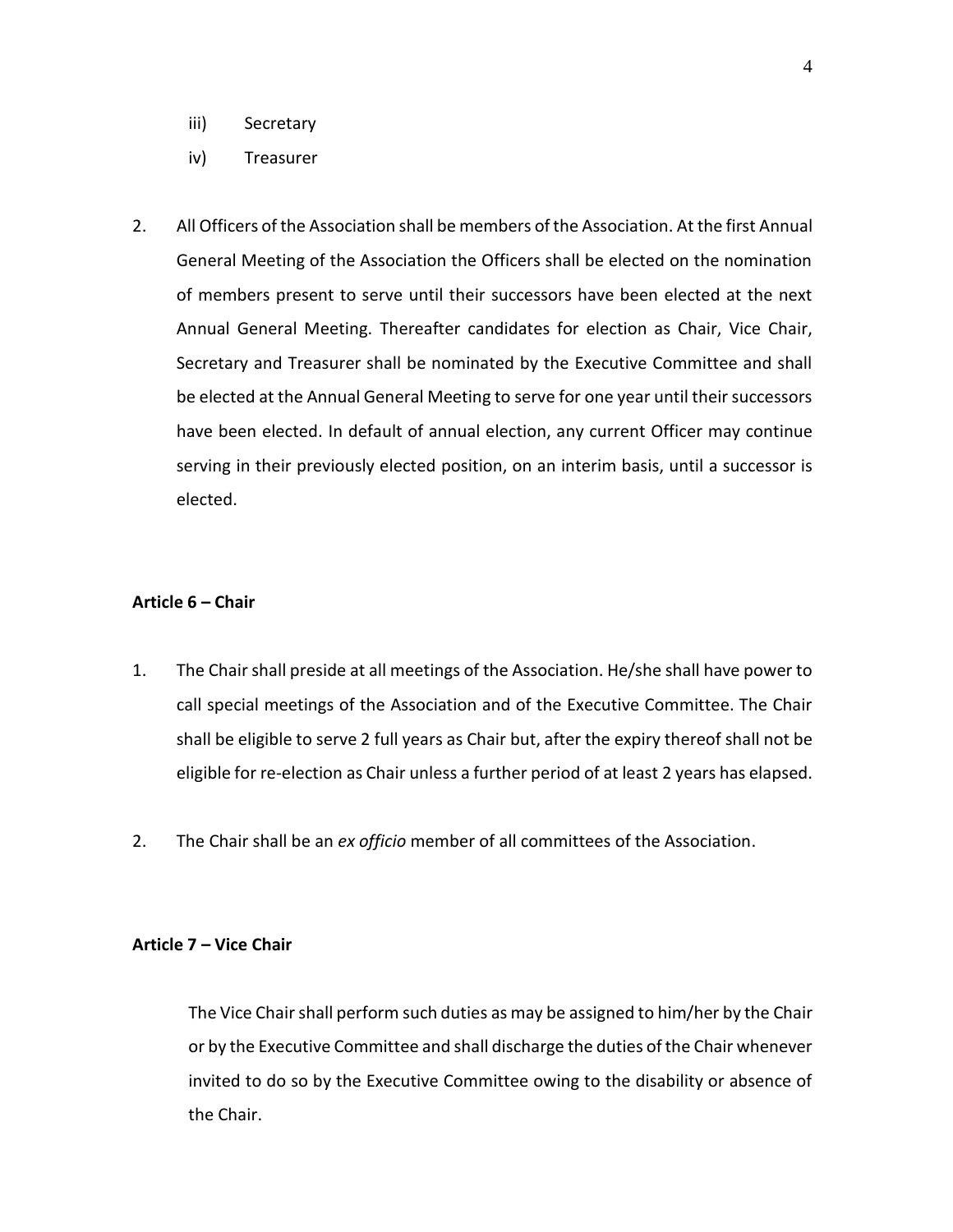iii) Secretary

iv) Treasurer

2. All Officers of the Association shall be members of the Association. At the first Annual General Meeting of the Association the Officers shall be elected on the nomination of members present to serve until their successors have been elected at the next Annual General Meeting. Thereafter candidates for election as Chair, Vice Chair, Secretary and Treasurer shall be nominated by the Executive Committee and shall be elected at the Annual General Meeting to serve for one year until their successors have been elected. In default of annual election, any current Officer may continue serving in their previously elected position, on an interim basis, until a successor is elected.

**Article 6 – Chair**

1. The Chair shall preside at all meetings of the Association. He/she shall have power to call special meetings of the Association and of the Executive Committee. The Chair shall be eligible to serve 2 full years as Chair but, after the expiry thereof shall not be eligible for re-election as Chair unless a further period of at least 2 years has elapsed.

2. The Chair shall be an *ex officio* member of all committees of the Association.

**Article 7 – Vice Chair**

The Vice Chair shall perform such duties as may be assigned to him/her by the Chair or by the Executive Committee and shall discharge the duties of the Chair whenever invited to do so by the Executive Committee owing to the disability or absence of the Chair.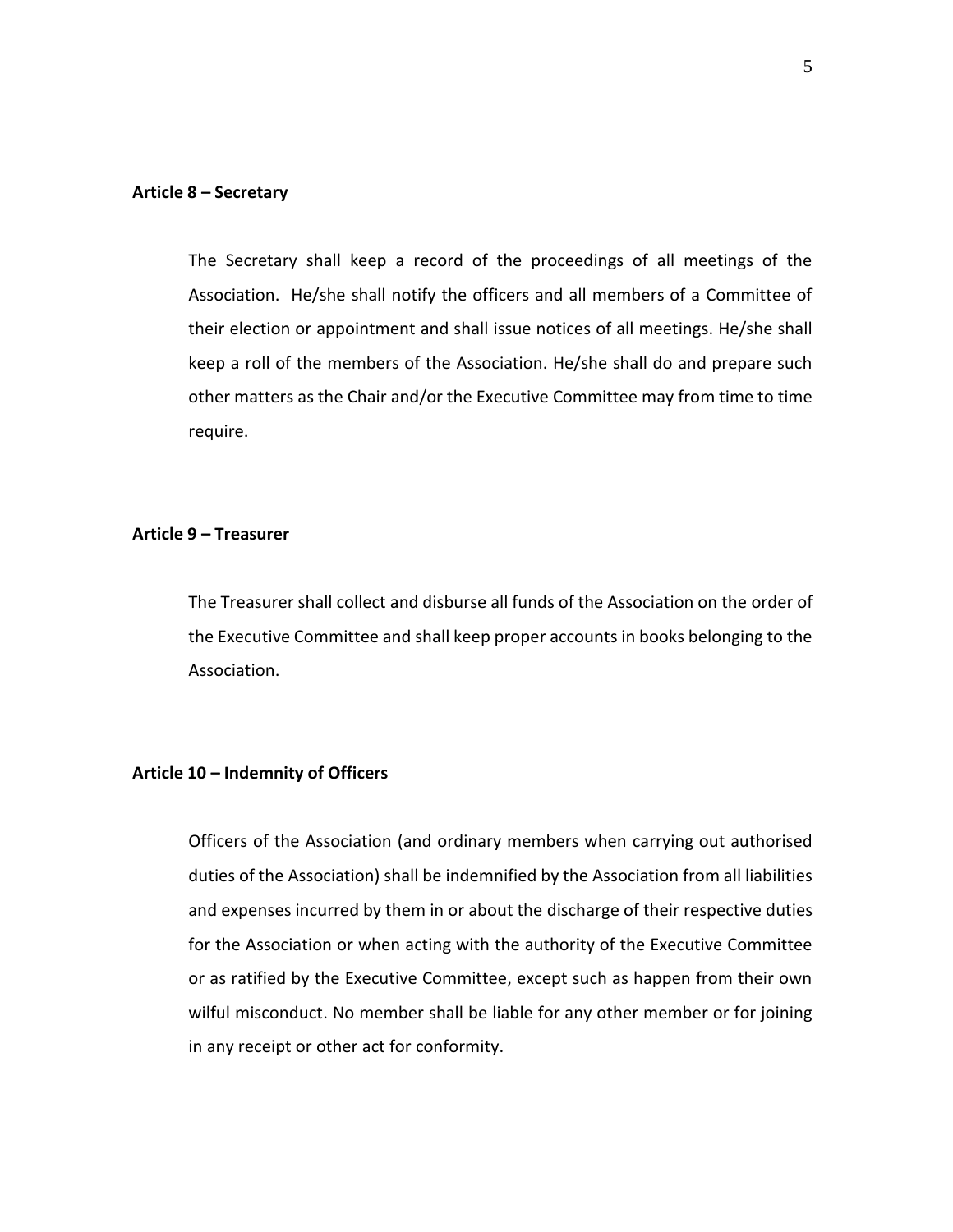**Article 8 – Secretary**

The Secretary shall keep a record of the proceedings of all meetings of the Association. He/she shall notify the officers and all members of a Committee of their election or appointment and shall issue notices of all meetings. He/she shall keep a roll of the members of the Association. He/she shall do and prepare such other matters as the Chair and/or the Executive Committee may from time to time require.

**Article 9 – Treasurer**

The Treasurer shall collect and disburse all funds of the Association on the order of the Executive Committee and shall keep proper accounts in books belonging to the Association.

**Article 10 – Indemnity of Officers**

Officers of the Association (and ordinary members when carrying out authorised duties of the Association) shall be indemnified by the Association from all liabilities and expenses incurred by them in or about the discharge of their respective duties for the Association or when acting with the authority of the Executive Committee or as ratified by the Executive Committee, except such as happen from their own wilful misconduct. No member shall be liable for any other member or for joining in any receipt or other act for conformity.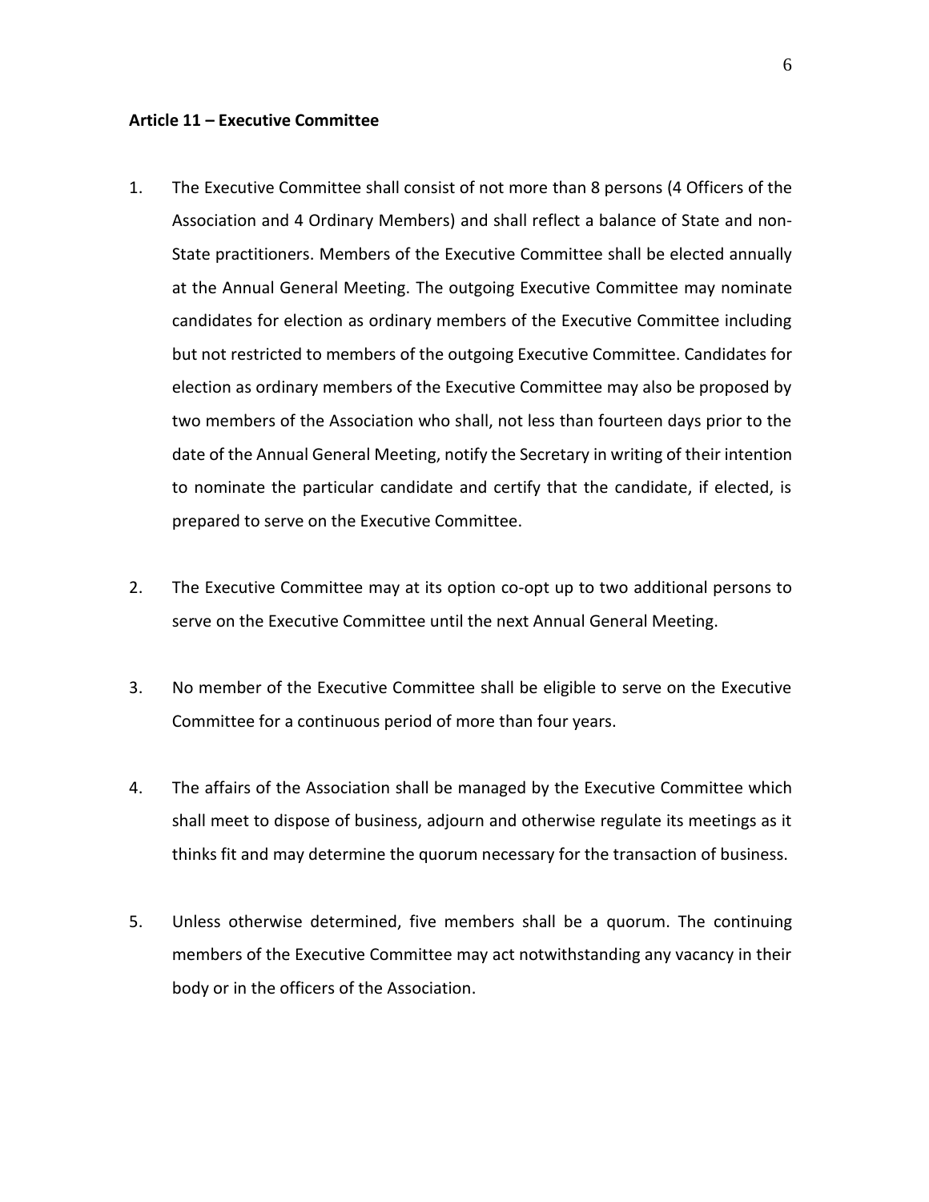**Article 11 – Executive Committee**

1. The Executive Committee shall consist of not more than 8 persons (4 Officers of the Association and 4 Ordinary Members) and shall reflect a balance of State and non-State practitioners. Members of the Executive Committee shall be elected annually at the Annual General Meeting. The outgoing Executive Committee may nominate candidates for election as ordinary members of the Executive Committee including but not restricted to members of the outgoing Executive Committee. Candidates for election as ordinary members of the Executive Committee may also be proposed by two members of the Association who shall, not less than fourteen days prior to the date of the Annual General Meeting, notify the Secretary in writing of their intention to nominate the particular candidate and certify that the candidate, if elected, is prepared to serve on the Executive Committee.

2. The Executive Committee may at its option co-opt up to two additional persons to serve on the Executive Committee until the next Annual General Meeting.

3. No member of the Executive Committee shall be eligible to serve on the Executive Committee for a continuous period of more than four years.

4. The affairs of the Association shall be managed by the Executive Committee which shall meet to dispose of business, adjourn and otherwise regulate its meetings as it thinks fit and may determine the quorum necessary for the transaction of business.

5. Unless otherwise determined, five members shall be a quorum. The continuing members of the Executive Committee may act notwithstanding any vacancy in their body or in the officers of the Association.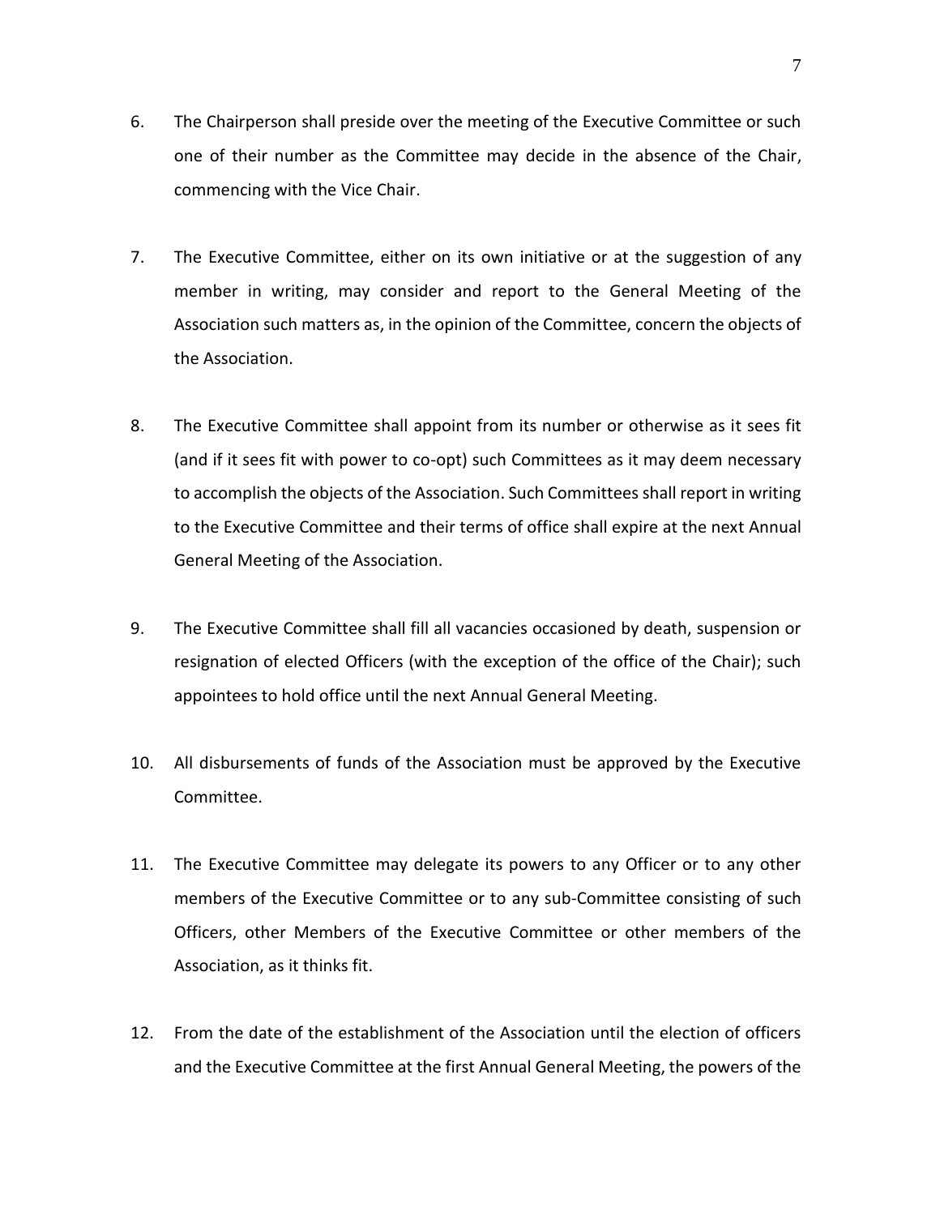6. The Chairperson shall preside over the meeting of the Executive Committee or such one of their number as the Committee may decide in the absence of the Chair, commencing with the Vice Chair.

7. The Executive Committee, either on its own initiative or at the suggestion of any member in writing, may consider and report to the General Meeting of the Association such matters as, in the opinion of the Committee, concern the objects of the Association.

8. The Executive Committee shall appoint from its number or otherwise as it sees fit (and if it sees fit with power to co-opt) such Committees as it may deem necessary to accomplish the objects of the Association. Such Committees shall report in writing to the Executive Committee and their terms of office shall expire at the next Annual General Meeting of the Association.

9. The Executive Committee shall fill all vacancies occasioned by death, suspension or resignation of elected Officers (with the exception of the office of the Chair); such appointees to hold office until the next Annual General Meeting.

10. All disbursements of funds of the Association must be approved by the Executive Committee.

11. The Executive Committee may delegate its powers to any Officer or to any other members of the Executive Committee or to any sub-Committee consisting of such Officers, other Members of the Executive Committee or other members of the Association, as it thinks fit.

12. From the date of the establishment of the Association until the election of officers and the Executive Committee at the first Annual General Meeting, the powers of the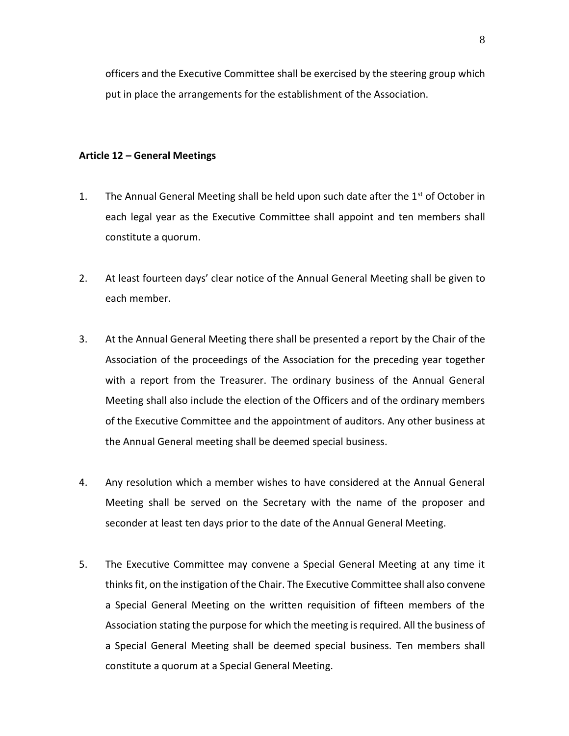officers and the Executive Committee shall be exercised by the steering group which put in place the arrangements for the establishment of the Association.

### Article 12 – General Meetings

1. The Annual General Meeting shall be held upon such date after the 1st of October in each legal year as the Executive Committee shall appoint and ten members shall constitute a quorum.

2. At least fourteen days' clear notice of the Annual General Meeting shall be given to each member.

3. At the Annual General Meeting there shall be presented a report by the Chair of the Association of the proceedings of the Association for the preceding year together with a report from the Treasurer. The ordinary business of the Annual General Meeting shall also include the election of the Officers and of the ordinary members of the Executive Committee and the appointment of auditors. Any other business at the Annual General meeting shall be deemed special business.

4. Any resolution which a member wishes to have considered at the Annual General Meeting shall be served on the Secretary with the name of the proposer and seconder at least ten days prior to the date of the Annual General Meeting.

5. The Executive Committee may convene a Special General Meeting at any time it thinks fit, on the instigation of the Chair. The Executive Committee shall also convene a Special General Meeting on the written requisition of fifteen members of the Association stating the purpose for which the meeting is required. All the business of a Special General Meeting shall be deemed special business. Ten members shall constitute a quorum at a Special General Meeting.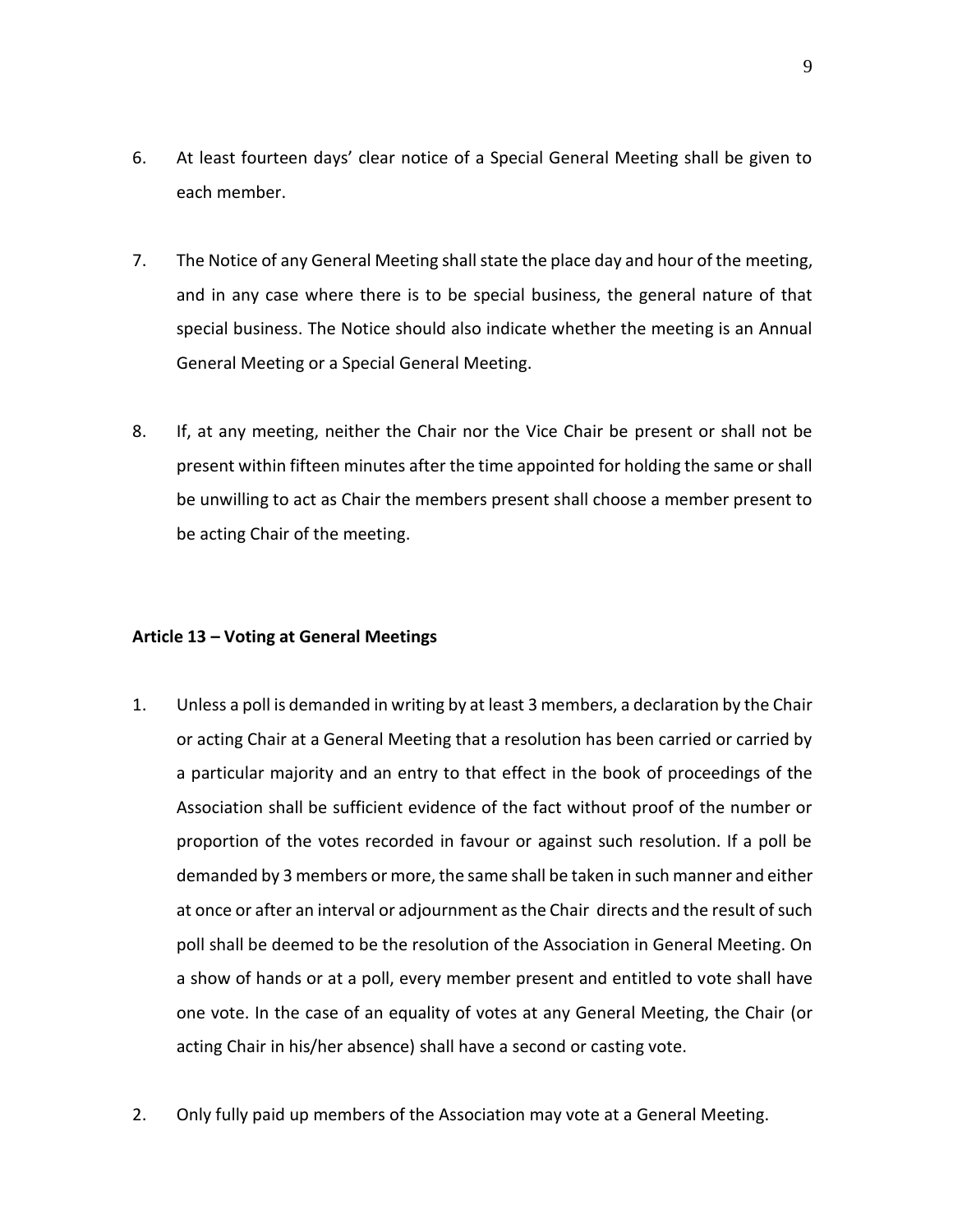6. At least fourteen days' clear notice of a Special General Meeting shall be given to each member.

7. The Notice of any General Meeting shall state the place day and hour of the meeting, and in any case where there is to be special business, the general nature of that special business. The Notice should also indicate whether the meeting is an Annual General Meeting or a Special General Meeting.

8. If, at any meeting, neither the Chair nor the Vice Chair be present or shall not be present within fifteen minutes after the time appointed for holding the same or shall be unwilling to act as Chair the members present shall choose a member present to be acting Chair of the meeting.

**Article 13 – Voting at General Meetings**

1. Unless a poll is demanded in writing by at least 3 members, a declaration by the Chair or acting Chair at a General Meeting that a resolution has been carried or carried by a particular majority and an entry to that effect in the book of proceedings of the Association shall be sufficient evidence of the fact without proof of the number or proportion of the votes recorded in favour or against such resolution. If a poll be demanded by 3 members or more, the same shall be taken in such manner and either at once or after an interval or adjournment as the Chair directs and the result of such poll shall be deemed to be the resolution of the Association in General Meeting. On a show of hands or at a poll, every member present and entitled to vote shall have one vote. In the case of an equality of votes at any General Meeting, the Chair (or acting Chair in his/her absence) shall have a second or casting vote.

2. Only fully paid up members of the Association may vote at a General Meeting.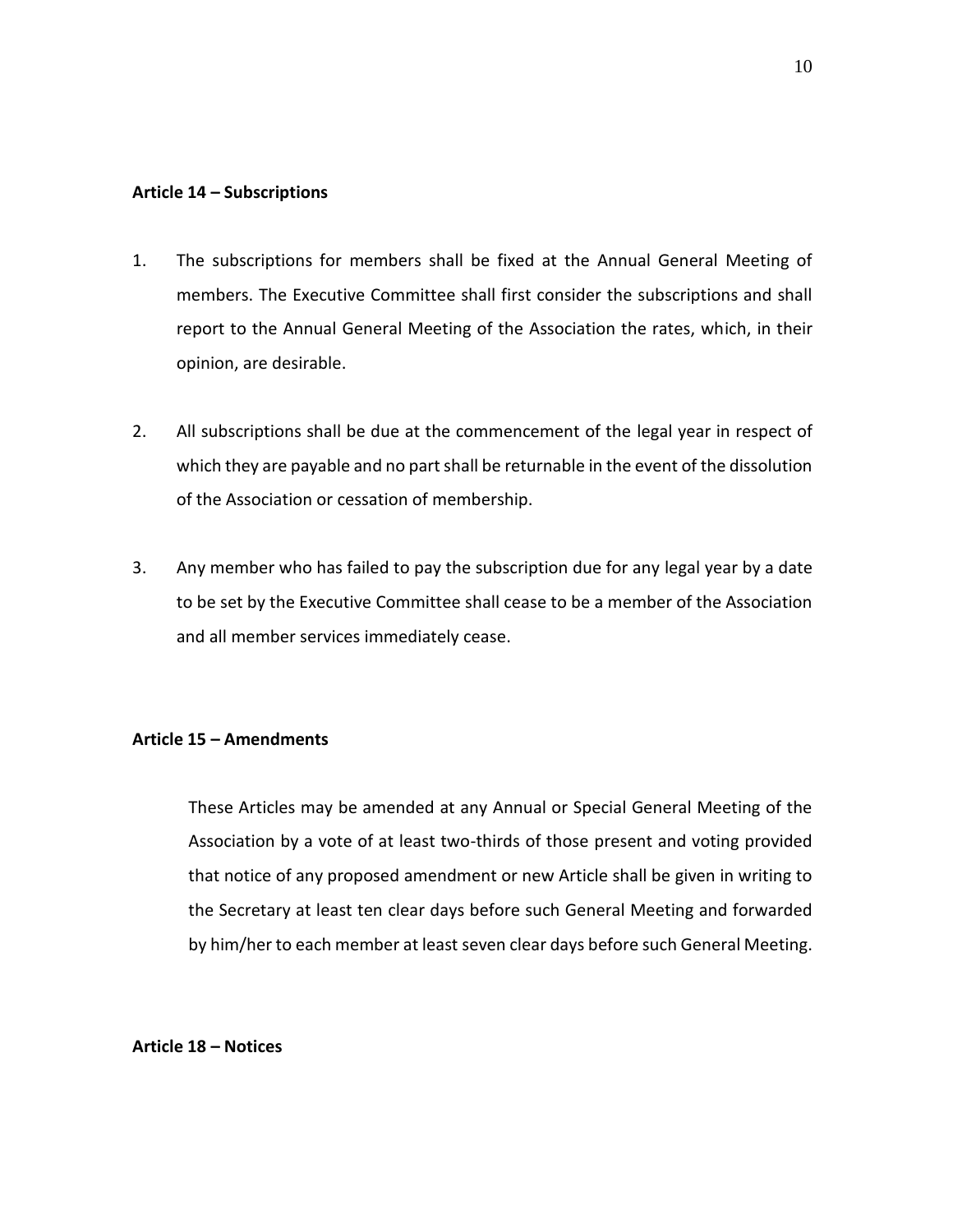**Article 14 – Subscriptions**

1. The subscriptions for members shall be fixed at the Annual General Meeting of members. The Executive Committee shall first consider the subscriptions and shall report to the Annual General Meeting of the Association the rates, which, in their opinion, are desirable.

2. All subscriptions shall be due at the commencement of the legal year in respect of which they are payable and no part shall be returnable in the event of the dissolution of the Association or cessation of membership.

3. Any member who has failed to pay the subscription due for any legal year by a date to be set by the Executive Committee shall cease to be a member of the Association and all member services immediately cease.

**Article 15 – Amendments**

These Articles may be amended at any Annual or Special General Meeting of the Association by a vote of at least two-thirds of those present and voting provided that notice of any proposed amendment or new Article shall be given in writing to the Secretary at least ten clear days before such General Meeting and forwarded by him/her to each member at least seven clear days before such General Meeting.

**Article 18 – Notices**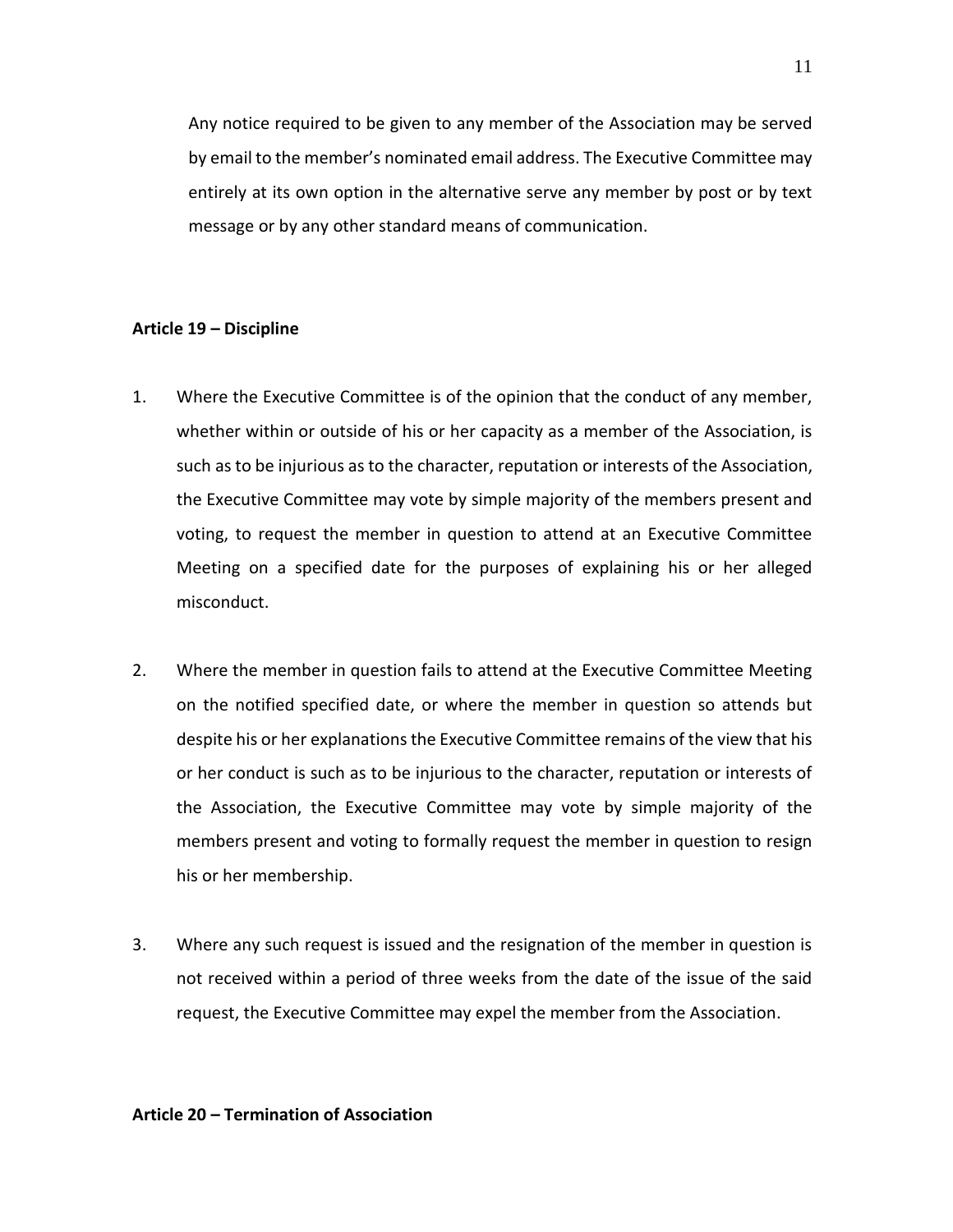Any notice required to be given to any member of the Association may be served by email to the member's nominated email address. The Executive Committee may entirely at its own option in the alternative serve any member by post or by text message or by any other standard means of communication.

**Article 19 – Discipline**

1. Where the Executive Committee is of the opinion that the conduct of any member, whether within or outside of his or her capacity as a member of the Association, is such as to be injurious as to the character, reputation or interests of the Association, the Executive Committee may vote by simple majority of the members present and voting, to request the member in question to attend at an Executive Committee Meeting on a specified date for the purposes of explaining his or her alleged misconduct.

2. Where the member in question fails to attend at the Executive Committee Meeting on the notified specified date, or where the member in question so attends but despite his or her explanations the Executive Committee remains of the view that his or her conduct is such as to be injurious to the character, reputation or interests of the Association, the Executive Committee may vote by simple majority of the members present and voting to formally request the member in question to resign his or her membership.

3. Where any such request is issued and the resignation of the member in question is not received within a period of three weeks from the date of the issue of the said request, the Executive Committee may expel the member from the Association.

**Article 20 – Termination of Association**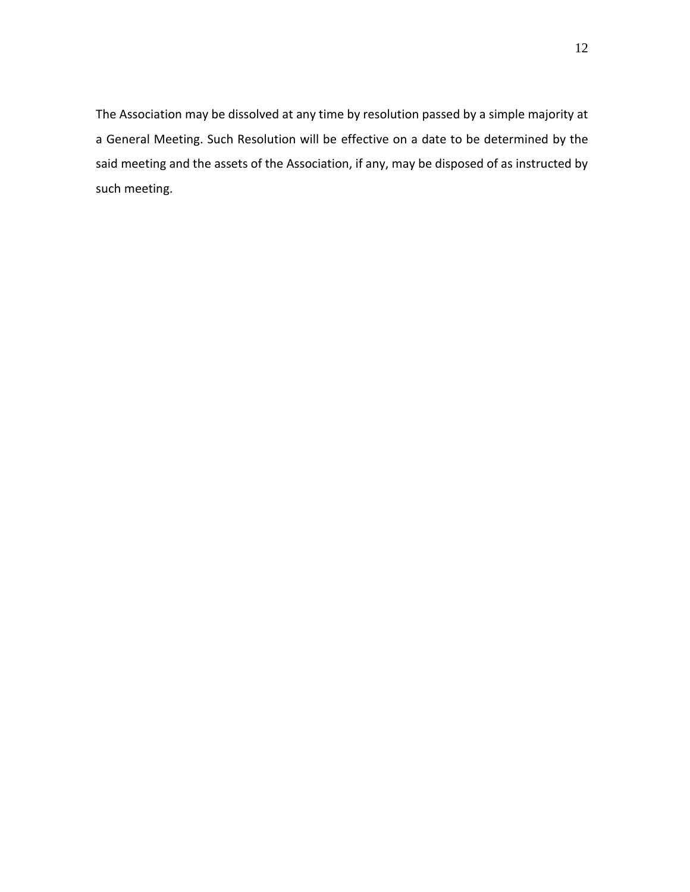The Association may be dissolved at any time by resolution passed by a simple majority at a General Meeting. Such Resolution will be effective on a date to be determined by the said meeting and the assets of the Association, if any, may be disposed of as instructed by such meeting.